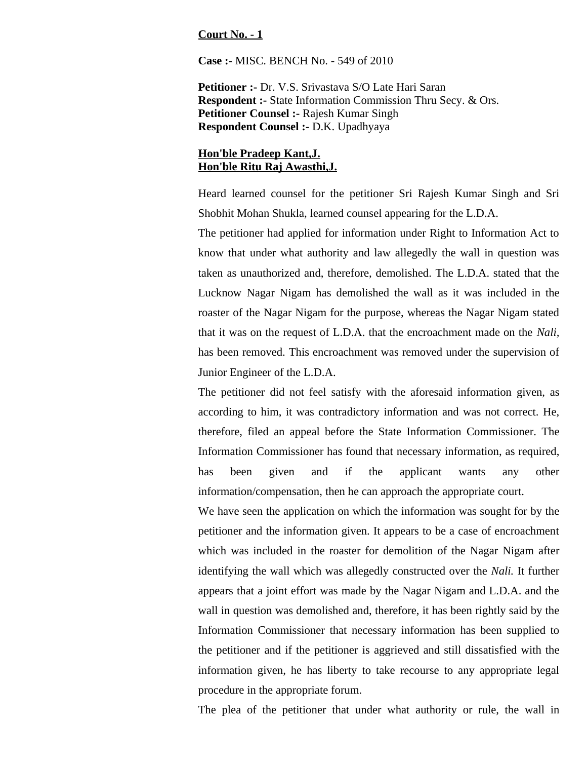**Court No. - 1**

**Case :-** MISC. BENCH No. - 549 of 2010

**Petitioner :-** Dr. V.S. Srivastava S/O Late Hari Saran
**Respondent :-** State Information Commission Thru Secy. & Ors.
**Petitioner Counsel :-** Rajesh Kumar Singh
**Respondent Counsel :-** D.K. Upadhyaya

**Hon'ble Pradeep Kant,J.**
**Hon'ble Ritu Raj Awasthi,J.**

Heard learned counsel for the petitioner Sri Rajesh Kumar Singh and Sri Shobhit Mohan Shukla, learned counsel appearing for the L.D.A.

The petitioner had applied for information under Right to Information Act to know that under what authority and law allegedly the wall in question was taken as unauthorized and, therefore, demolished. The L.D.A. stated that the Lucknow Nagar Nigam has demolished the wall as it was included in the roaster of the Nagar Nigam for the purpose, whereas the Nagar Nigam stated that it was on the request of L.D.A. that the encroachment made on the *Nali,* has been removed. This encroachment was removed under the supervision of Junior Engineer of the L.D.A.

The petitioner did not feel satisfy with the aforesaid information given, as according to him, it was contradictory information and was not correct. He, therefore, filed an appeal before the State Information Commissioner. The Information Commissioner has found that necessary information, as required, has been given and if the applicant wants any other information/compensation, then he can approach the appropriate court.

We have seen the application on which the information was sought for by the petitioner and the information given. It appears to be a case of encroachment which was included in the roaster for demolition of the Nagar Nigam after identifying the wall which was allegedly constructed over the *Nali.* It further appears that a joint effort was made by the Nagar Nigam and L.D.A. and the wall in question was demolished and, therefore, it has been rightly said by the Information Commissioner that necessary information has been supplied to the petitioner and if the petitioner is aggrieved and still dissatisfied with the information given, he has liberty to take recourse to any appropriate legal procedure in the appropriate forum.

The plea of the petitioner that under what authority or rule, the wall in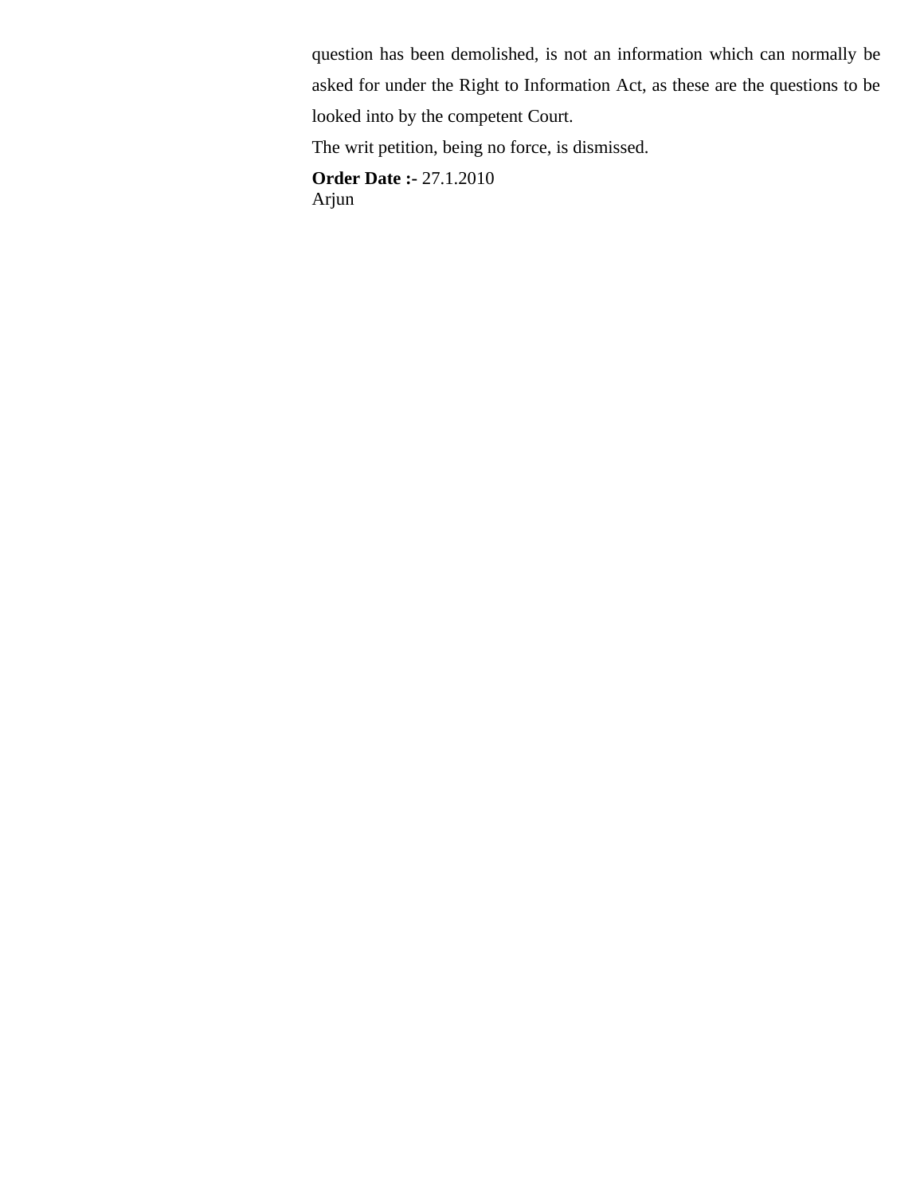question has been demolished, is not an information which can normally be asked for under the Right to Information Act, as these are the questions to be looked into by the competent Court.

The writ petition, being no force, is dismissed.

**Order Date :-** 27.1.2010
Arjun